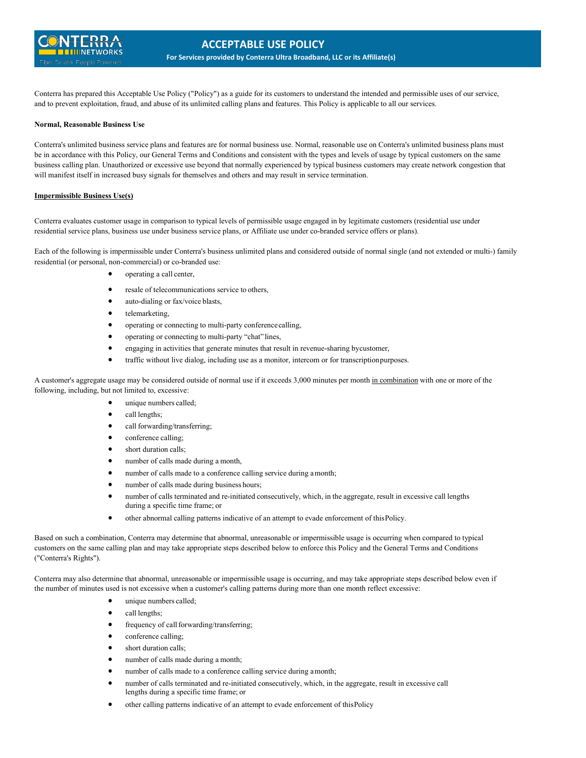# ACCEPTABLE USE POLICY

**For Services provided by Conterra Ultra Broadband, LLC or its Affiliate(s)**

Conterra has prepared this Acceptable Use Policy ("Policy") as a guide for its customers to understand the intended and permissible uses of our service, and to prevent exploitation, fraud, and abuse of its unlimited calling plans and features. This Policy is applicable to all our services.

**Normal, Reasonable Business Use**

Conterra's unlimited business service plans and features are for normal business use. Normal, reasonable use on Conterra's unlimited business plans must be in accordance with this Policy, our General Terms and Conditions and consistent with the types and levels of usage by typical customers on the same business calling plan. Unauthorized or excessive use beyond that normally experienced by typical business customers may create network congestion that will manifest itself in increased busy signals for themselves and others and may result in service termination.

**Impermissible Business Use(s)**

Conterra evaluates customer usage in comparison to typical levels of permissible usage engaged in by legitimate customers (residential use under residential service plans, business use under business service plans, or Affiliate use under co-branded service offers or plans).

Each of the following is impermissible under Conterra's business unlimited plans and considered outside of normal single (and not extended or multi-) family residential (or personal, non-commercial) or co-branded use:

- operating a call center,
- resale of telecommunications service to others,
- auto-dialing or fax/voice blasts,
- telemarketing,
- operating or connecting to multi-party conference calling,
- operating or connecting to multi-party "chat" lines,
- engaging in activities that generate minutes that result in revenue-sharing by customer,
- traffic without live dialog, including use as a monitor, intercom or for transcription purposes.

A customer's aggregate usage may be considered outside of normal use if it exceeds 3,000 minutes per month in combination with one or more of the following, including, but not limited to, excessive:

- unique numbers called;
- call lengths;
- call forwarding/transferring;
- conference calling;
- short duration calls;
- number of calls made during a month,
- number of calls made to a conference calling service during a month;
- number of calls made during business hours;
- number of calls terminated and re-initiated consecutively, which, in the aggregate, result in excessive call lengths during a specific time frame; or
- other abnormal calling patterns indicative of an attempt to evade enforcement of this Policy.

Based on such a combination, Conterra may determine that abnormal, unreasonable or impermissible usage is occurring when compared to typical customers on the same calling plan and may take appropriate steps described below to enforce this Policy and the General Terms and Conditions ("Conterra's Rights").

Conterra may also determine that abnormal, unreasonable or impermissible usage is occurring, and may take appropriate steps described below even if the number of minutes used is not excessive when a customer's calling patterns during more than one month reflect excessive:

- unique numbers called;
- call lengths;
- frequency of call forwarding/transferring;
- conference calling;
- short duration calls;
- number of calls made during a month;
- number of calls made to a conference calling service during a month;
- number of calls terminated and re-initiated consecutively, which, in the aggregate, result in excessive call lengths during a specific time frame; or
- other calling patterns indicative of an attempt to evade enforcement of this Policy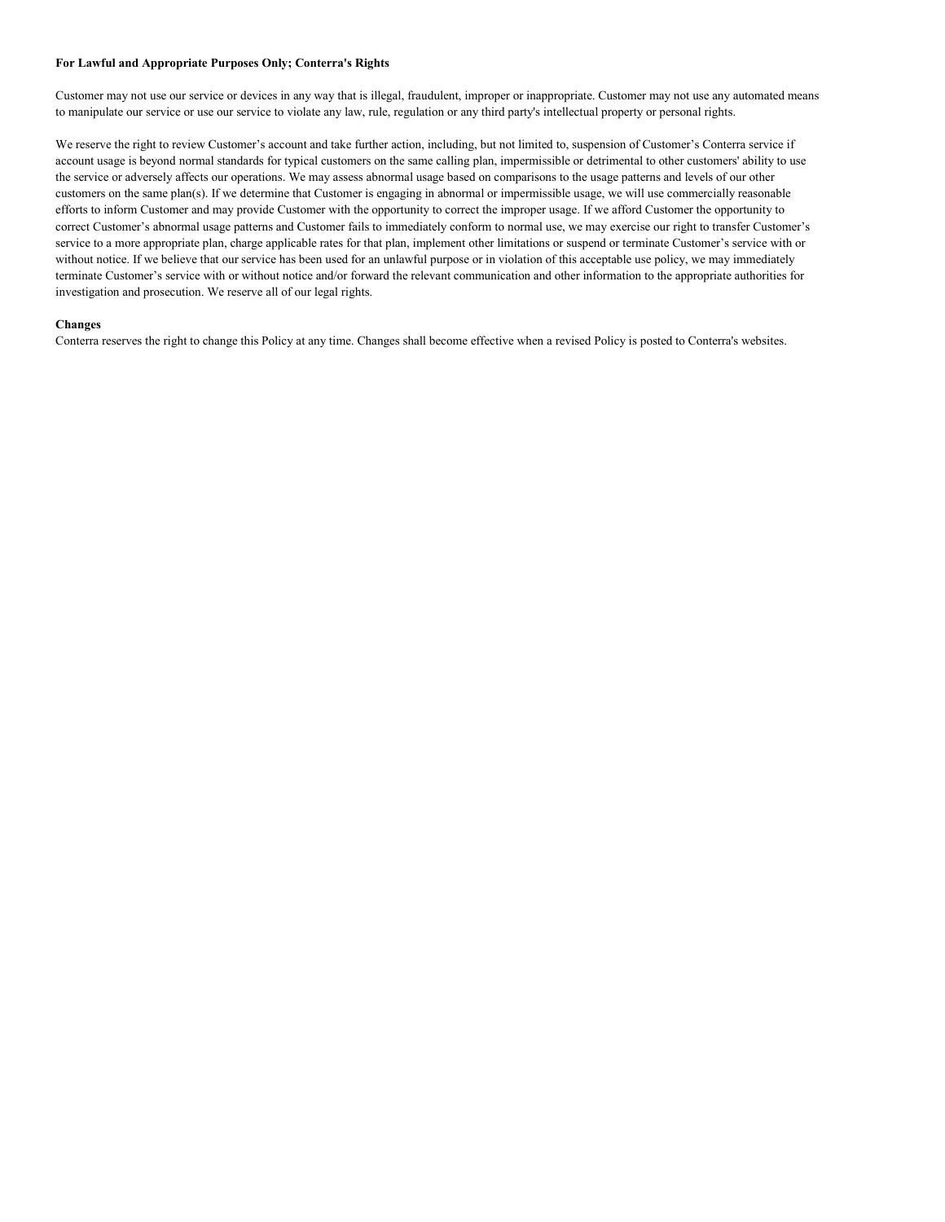**For Lawful and Appropriate Purposes Only; Conterra's Rights**

Customer may not use our service or devices in any way that is illegal, fraudulent, improper or inappropriate. Customer may not use any automated means to manipulate our service or use our service to violate any law, rule, regulation or any third party's intellectual property or personal rights.

We reserve the right to review Customer's account and take further action, including, but not limited to, suspension of Customer's Conterra service if account usage is beyond normal standards for typical customers on the same calling plan, impermissible or detrimental to other customers' ability to use the service or adversely affects our operations. We may assess abnormal usage based on comparisons to the usage patterns and levels of our other customers on the same plan(s). If we determine that Customer is engaging in abnormal or impermissible usage, we will use commercially reasonable efforts to inform Customer and may provide Customer with the opportunity to correct the improper usage. If we afford Customer the opportunity to correct Customer's abnormal usage patterns and Customer fails to immediately conform to normal use, we may exercise our right to transfer Customer's service to a more appropriate plan, charge applicable rates for that plan, implement other limitations or suspend or terminate Customer's service with or without notice. If we believe that our service has been used for an unlawful purpose or in violation of this acceptable use policy, we may immediately terminate Customer's service with or without notice and/or forward the relevant communication and other information to the appropriate authorities for investigation and prosecution. We reserve all of our legal rights.

**Changes**

Conterra reserves the right to change this Policy at any time. Changes shall become effective when a revised Policy is posted to Conterra's websites.